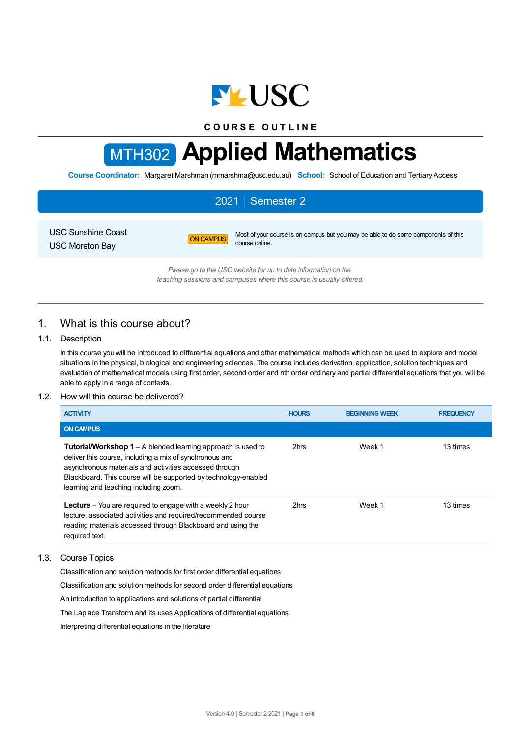USC

COURSE OUTLINE

# MTH302 Applied Mathematics

**Course Coordinator:** Margaret Marshman (mmarshma@usc.edu.au) **School:** School of Education and Tertiary Access

**2021 | Semester 2**

USC Sunshine Coast
USC Moreton Bay

ON CAMPUS — Most of your course is on campus but you may be able to do some components of this course online.

*Please go to the USC website for up to date information on the teaching sessions and campuses where this course is usually offered.*

## 1. What is this course about?

### 1.1. Description

In this course you will be introduced to differential equations and other mathematical methods which can be used to explore and model situations in the physical, biological and engineering sciences. The course includes derivation, application, solution techniques and evaluation of mathematical models using first order, second order and nth order ordinary and partial differential equations that you will be able to apply in a range of contexts.

### 1.2. How will this course be delivered?

| ACTIVITY | HOURS | BEGINNING WEEK | FREQUENCY |
|---|---|---|---|
| **ON CAMPUS** | | | |
| **Tutorial/Workshop 1** – A blended learning approach is used to deliver this course, including a mix of synchronous and asynchronous materials and activities accessed through Blackboard. This course will be supported by technology-enabled learning and teaching including zoom. | 2hrs | Week 1 | 13 times |
| **Lecture** – You are required to engage with a weekly 2 hour lecture, associated activities and required/recommended course reading materials accessed through Blackboard and using the required text. | 2hrs | Week 1 | 13 times |

### 1.3. Course Topics

Classification and solution methods for first order differential equations

Classification and solution methods for second order differential equations

An introduction to applications and solutions of partial differential

The Laplace Transform and its uses Applications of differential equations

Interpreting differential equations in the literature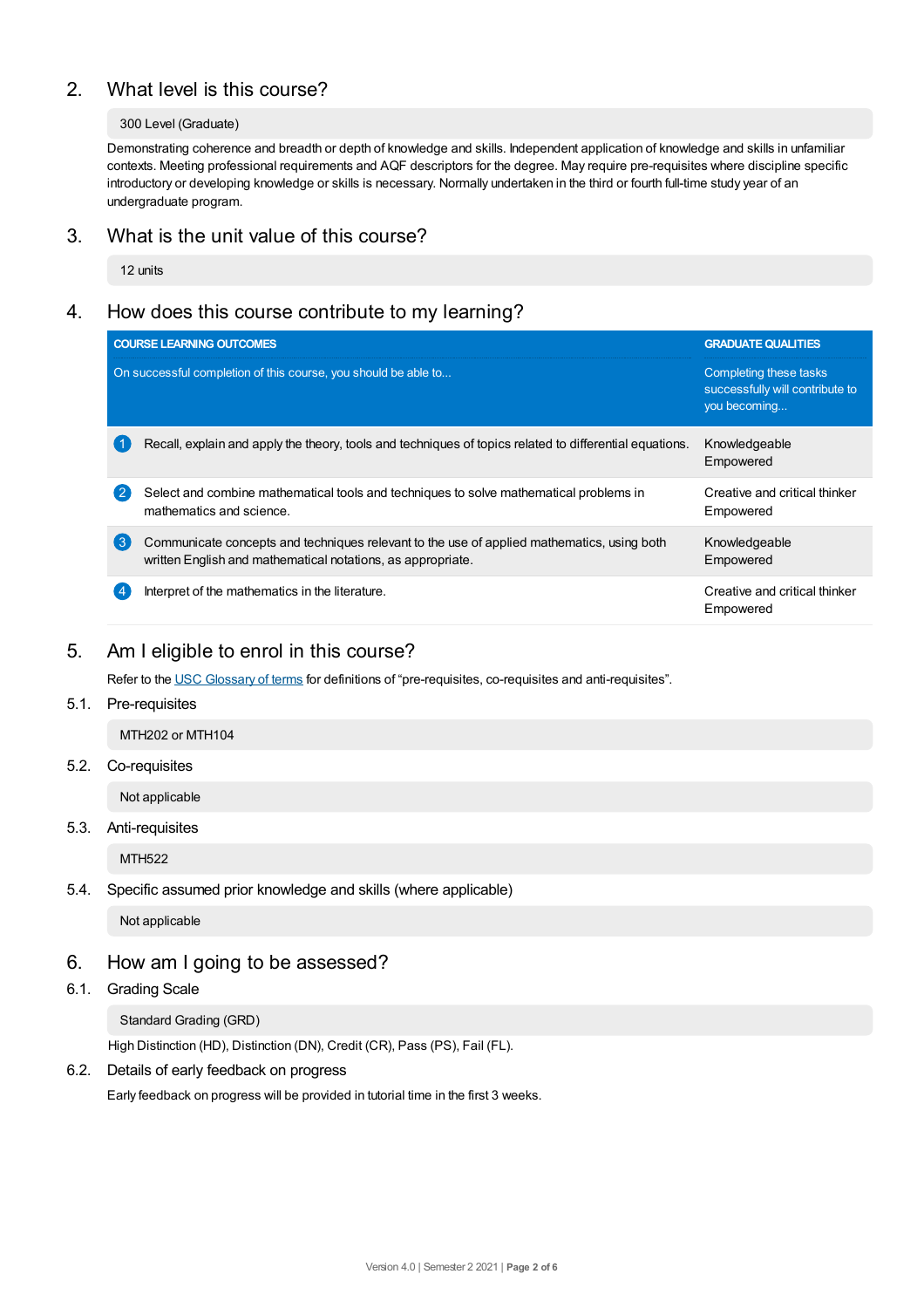## 2. What level is this course?

300 Level (Graduate)

Demonstrating coherence and breadth or depth of knowledge and skills. Independent application of knowledge and skills in unfamiliar contexts. Meeting professional requirements and AQF descriptors for the degree. May require pre-requisites where discipline specific introductory or developing knowledge or skills is necessary. Normally undertaken in the third or fourth full-time study year of an undergraduate program.

## 3. What is the unit value of this course?

12 units

## 4. How does this course contribute to my learning?

| COURSE LEARNING OUTCOMES<br>On successful completion of this course, you should be able to... | GRADUATE QUALITIES<br>Completing these tasks successfully will contribute to you becoming... |
|---|---|
| 1 Recall, explain and apply the theory, tools and techniques of topics related to differential equations. | Knowledgeable<br>Empowered |
| 2 Select and combine mathematical tools and techniques to solve mathematical problems in mathematics and science. | Creative and critical thinker<br>Empowered |
| 3 Communicate concepts and techniques relevant to the use of applied mathematics, using both written English and mathematical notations, as appropriate. | Knowledgeable<br>Empowered |
| 4 Interpret of the mathematics in the literature. | Creative and critical thinker<br>Empowered |

## 5. Am I eligible to enrol in this course?

Refer to the USC Glossary of terms for definitions of "pre-requisites, co-requisites and anti-requisites".

### 5.1. Pre-requisites

MTH202 or MTH104

### 5.2. Co-requisites

Not applicable

### 5.3. Anti-requisites

MTH522

### 5.4. Specific assumed prior knowledge and skills (where applicable)

Not applicable

## 6. How am I going to be assessed?

### 6.1. Grading Scale

Standard Grading (GRD)

High Distinction (HD), Distinction (DN), Credit (CR), Pass (PS), Fail (FL).

### 6.2. Details of early feedback on progress

Early feedback on progress will be provided in tutorial time in the first 3 weeks.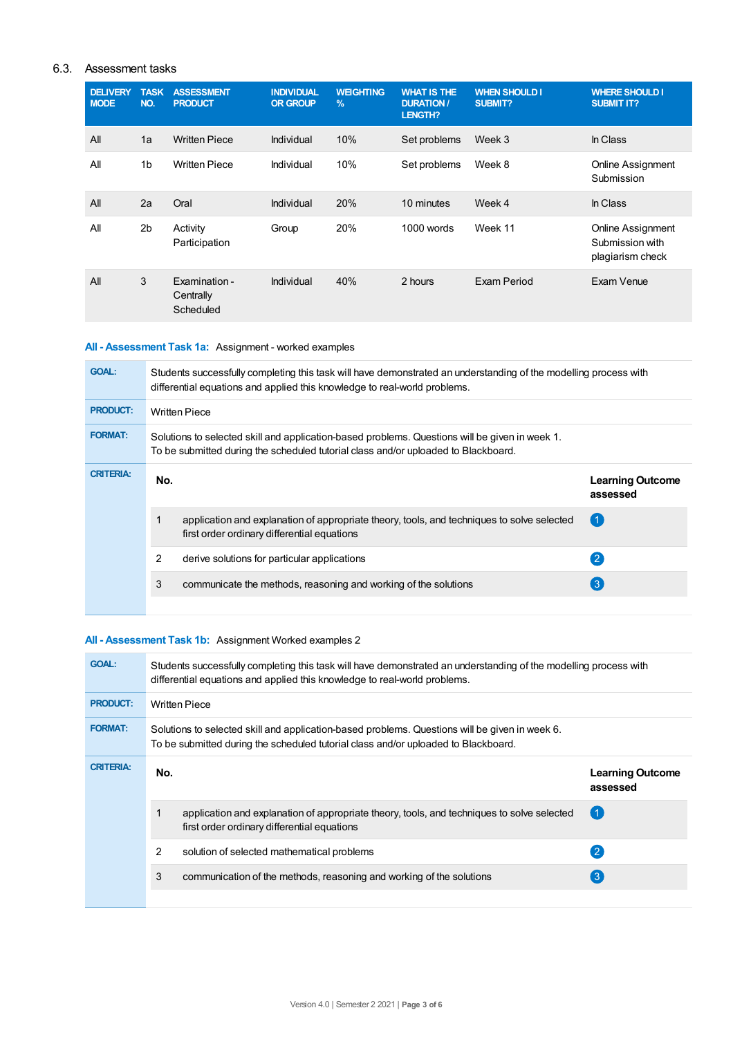### 6.3. Assessment tasks

| DELIVERY MODE | TASK NO. | ASSESSMENT PRODUCT | INDIVIDUAL OR GROUP | WEIGHTING % | WHAT IS THE DURATION / LENGTH? | WHEN SHOULD I SUBMIT? | WHERE SHOULD I SUBMIT IT? |
|---|---|---|---|---|---|---|---|
| All | 1a | Written Piece | Individual | 10% | Set problems | Week 3 | In Class |
| All | 1b | Written Piece | Individual | 10% | Set problems | Week 8 | Online Assignment Submission |
| All | 2a | Oral | Individual | 20% | 10 minutes | Week 4 | In Class |
| All | 2b | Activity Participation | Group | 20% | 1000 words | Week 11 | Online Assignment Submission with plagiarism check |
| All | 3 | Examination - Centrally Scheduled | Individual | 40% | 2 hours | Exam Period | Exam Venue |

**All - Assessment Task 1a:** Assignment - worked examples

**GOAL:** Students successfully completing this task will have demonstrated an understanding of the modelling process with differential equations and applied this knowledge to real-world problems.

**PRODUCT:** Written Piece

**FORMAT:** Solutions to selected skill and application-based problems. Questions will be given in week 1. To be submitted during the scheduled tutorial class and/or uploaded to Blackboard.

**CRITERIA:**

| No. | | Learning Outcome assessed |
|---|---|---|
| 1 | application and explanation of appropriate theory, tools, and techniques to solve selected first order ordinary differential equations | 1 |
| 2 | derive solutions for particular applications | 2 |
| 3 | communicate the methods, reasoning and working of the solutions | 3 |

**All - Assessment Task 1b:** Assignment Worked examples 2

**GOAL:** Students successfully completing this task will have demonstrated an understanding of the modelling process with differential equations and applied this knowledge to real-world problems.

**PRODUCT:** Written Piece

**FORMAT:** Solutions to selected skill and application-based problems. Questions will be given in week 6. To be submitted during the scheduled tutorial class and/or uploaded to Blackboard.

**CRITERIA:**

| No. | | Learning Outcome assessed |
|---|---|---|
| 1 | application and explanation of appropriate theory, tools, and techniques to solve selected first order ordinary differential equations | 1 |
| 2 | solution of selected mathematical problems | 2 |
| 3 | communication of the methods, reasoning and working of the solutions | 3 |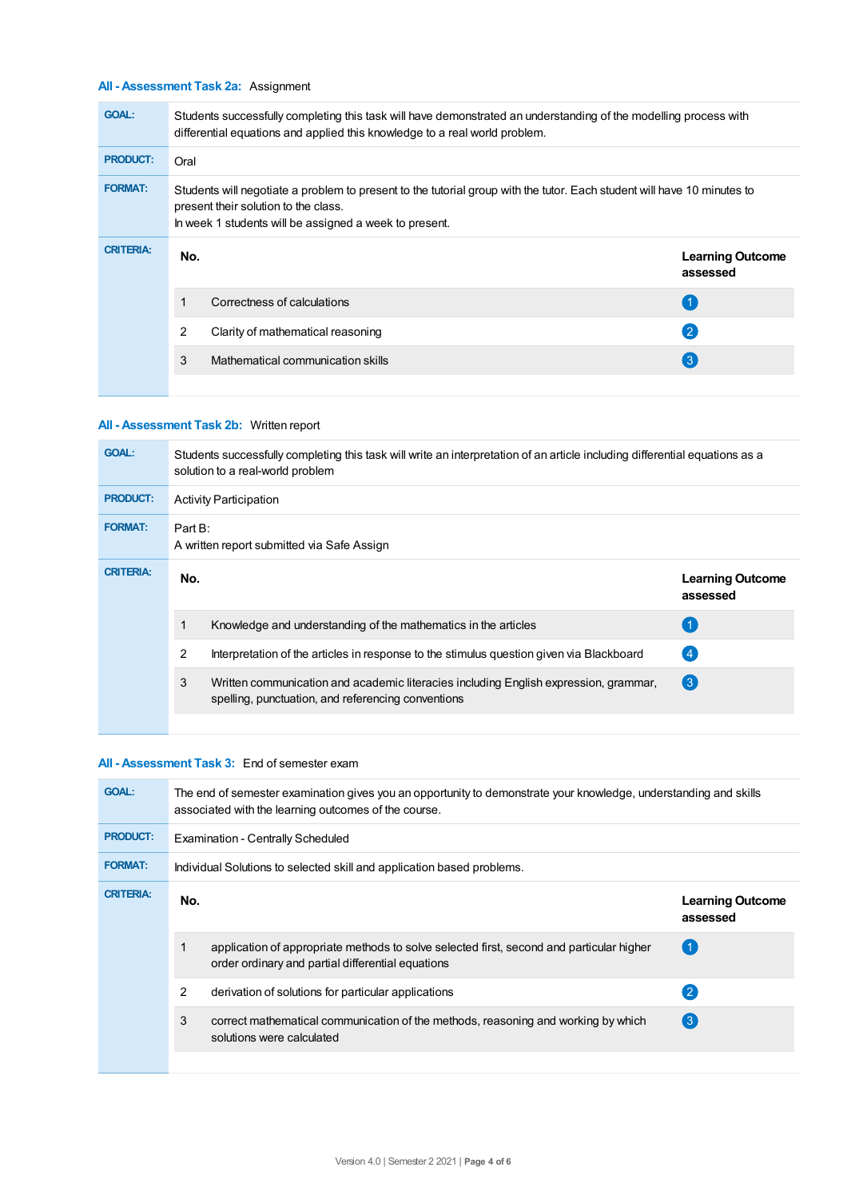### All - Assessment Task 2a: Assignment

| | |
|---|---|
| **GOAL:** | Students successfully completing this task will have demonstrated an understanding of the modelling process with differential equations and applied this knowledge to a real world problem. |
| **PRODUCT:** | Oral |
| **FORMAT:** | Students will negotiate a problem to present to the tutorial group with the tutor. Each student will have 10 minutes to present their solution to the class.<br>In week 1 students will be assigned a week to present. |

**CRITERIA:**

| No. | | Learning Outcome assessed |
|---|---|---|
| 1 | Correctness of calculations | 1 |
| 2 | Clarity of mathematical reasoning | 2 |
| 3 | Mathematical communication skills | 3 |

### All - Assessment Task 2b: Written report

| | |
|---|---|
| **GOAL:** | Students successfully completing this task will write an interpretation of an article including differential equations as a solution to a real-world problem |
| **PRODUCT:** | Activity Participation |
| **FORMAT:** | Part B:<br>A written report submitted via Safe Assign |

**CRITERIA:**

| No. | | Learning Outcome assessed |
|---|---|---|
| 1 | Knowledge and understanding of the mathematics in the articles | 1 |
| 2 | Interpretation of the articles in response to the stimulus question given via Blackboard | 4 |
| 3 | Written communication and academic literacies including English expression, grammar, spelling, punctuation, and referencing conventions | 3 |

### All - Assessment Task 3: End of semester exam

| | |
|---|---|
| **GOAL:** | The end of semester examination gives you an opportunity to demonstrate your knowledge, understanding and skills associated with the learning outcomes of the course. |
| **PRODUCT:** | Examination - Centrally Scheduled |
| **FORMAT:** | Individual Solutions to selected skill and application based problems. |

**CRITERIA:**

| No. | | Learning Outcome assessed |
|---|---|---|
| 1 | application of appropriate methods to solve selected first, second and particular higher order ordinary and partial differential equations | 1 |
| 2 | derivation of solutions for particular applications | 2 |
| 3 | correct mathematical communication of the methods, reasoning and working by which solutions were calculated | 3 |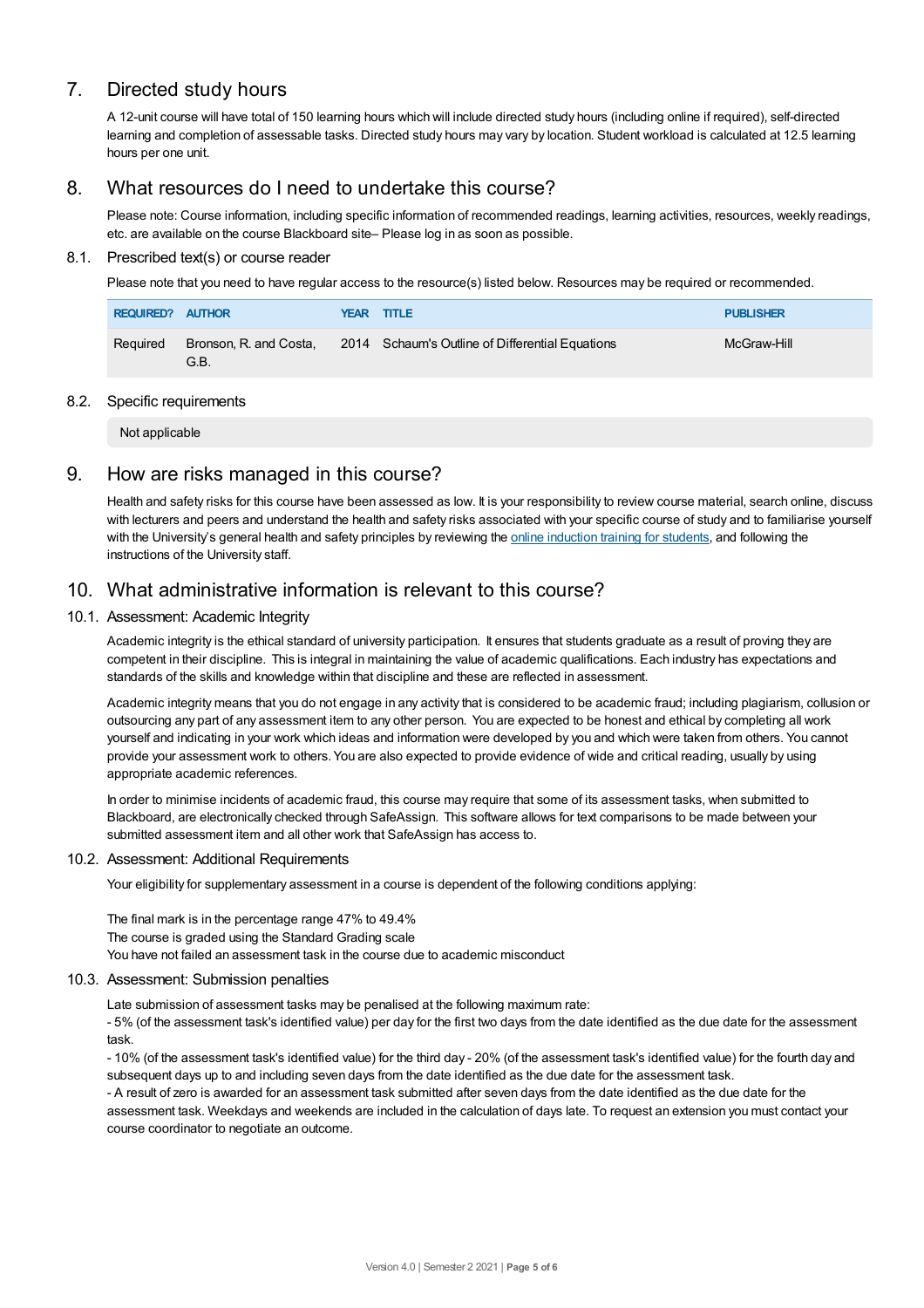## 7. Directed study hours

A 12-unit course will have total of 150 learning hours which will include directed study hours (including online if required), self-directed learning and completion of assessable tasks. Directed study hours may vary by location. Student workload is calculated at 12.5 learning hours per one unit.

## 8. What resources do I need to undertake this course?

Please note: Course information, including specific information of recommended readings, learning activities, resources, weekly readings, etc. are available on the course Blackboard site– Please log in as soon as possible.

### 8.1. Prescribed text(s) or course reader

Please note that you need to have regular access to the resource(s) listed below. Resources may be required or recommended.

| REQUIRED? | AUTHOR | YEAR | TITLE | PUBLISHER |
| --- | --- | --- | --- | --- |
| Required | Bronson, R. and Costa, G.B. | 2014 | Schaum's Outline of Differential Equations | McGraw-Hill |

### 8.2. Specific requirements

Not applicable

## 9. How are risks managed in this course?

Health and safety risks for this course have been assessed as low. It is your responsibility to review course material, search online, discuss with lecturers and peers and understand the health and safety risks associated with your specific course of study and to familiarise yourself with the University's general health and safety principles by reviewing the online induction training for students, and following the instructions of the University staff.

## 10. What administrative information is relevant to this course?

### 10.1. Assessment: Academic Integrity

Academic integrity is the ethical standard of university participation. It ensures that students graduate as a result of proving they are competent in their discipline. This is integral in maintaining the value of academic qualifications. Each industry has expectations and standards of the skills and knowledge within that discipline and these are reflected in assessment.

Academic integrity means that you do not engage in any activity that is considered to be academic fraud; including plagiarism, collusion or outsourcing any part of any assessment item to any other person. You are expected to be honest and ethical by completing all work yourself and indicating in your work which ideas and information were developed by you and which were taken from others. You cannot provide your assessment work to others. You are also expected to provide evidence of wide and critical reading, usually by using appropriate academic references.

In order to minimise incidents of academic fraud, this course may require that some of its assessment tasks, when submitted to Blackboard, are electronically checked through SafeAssign. This software allows for text comparisons to be made between your submitted assessment item and all other work that SafeAssign has access to.

### 10.2. Assessment: Additional Requirements

Your eligibility for supplementary assessment in a course is dependent of the following conditions applying:

The final mark is in the percentage range 47% to 49.4%
The course is graded using the Standard Grading scale
You have not failed an assessment task in the course due to academic misconduct

### 10.3. Assessment: Submission penalties

Late submission of assessment tasks may be penalised at the following maximum rate:
- 5% (of the assessment task's identified value) per day for the first two days from the date identified as the due date for the assessment task.
- 10% (of the assessment task's identified value) for the third day - 20% (of the assessment task's identified value) for the fourth day and subsequent days up to and including seven days from the date identified as the due date for the assessment task.
- A result of zero is awarded for an assessment task submitted after seven days from the date identified as the due date for the assessment task. Weekdays and weekends are included in the calculation of days late. To request an extension you must contact your course coordinator to negotiate an outcome.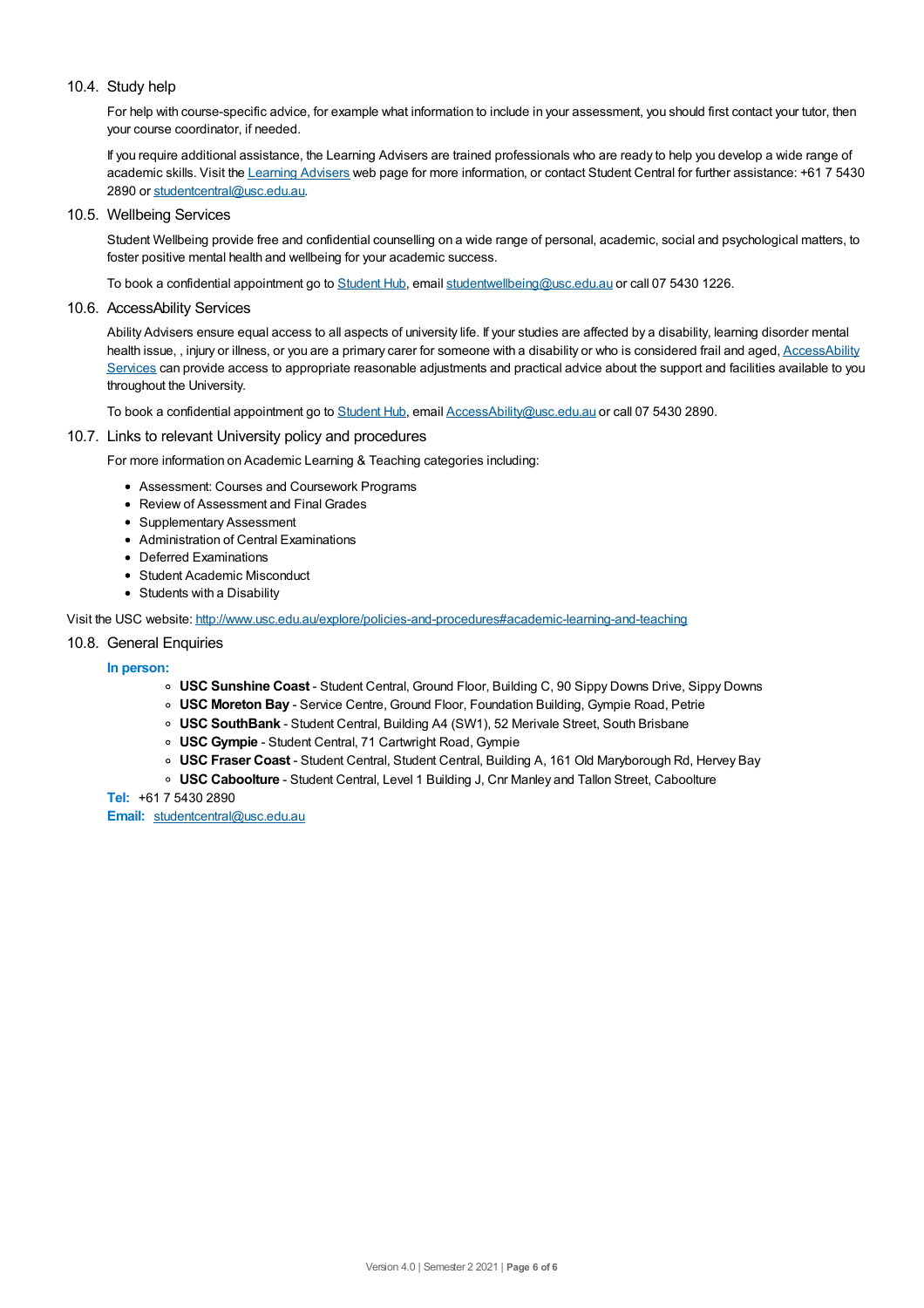### 10.4. Study help

For help with course-specific advice, for example what information to include in your assessment, you should first contact your tutor, then your course coordinator, if needed.

If you require additional assistance, the Learning Advisers are trained professionals who are ready to help you develop a wide range of academic skills. Visit the Learning Advisers web page for more information, or contact Student Central for further assistance: +61 7 5430 2890 or studentcentral@usc.edu.au.

### 10.5. Wellbeing Services

Student Wellbeing provide free and confidential counselling on a wide range of personal, academic, social and psychological matters, to foster positive mental health and wellbeing for your academic success.

To book a confidential appointment go to Student Hub, email studentwellbeing@usc.edu.au or call 07 5430 1226.

### 10.6. AccessAbility Services

Ability Advisers ensure equal access to all aspects of university life. If your studies are affected by a disability, learning disorder mental health issue, , injury or illness, or you are a primary carer for someone with a disability or who is considered frail and aged, AccessAbility Services can provide access to appropriate reasonable adjustments and practical advice about the support and facilities available to you throughout the University.

To book a confidential appointment go to Student Hub, email AccessAbility@usc.edu.au or call 07 5430 2890.

### 10.7. Links to relevant University policy and procedures

For more information on Academic Learning & Teaching categories including:

- Assessment: Courses and Coursework Programs
- Review of Assessment and Final Grades
- Supplementary Assessment
- Administration of Central Examinations
- Deferred Examinations
- Student Academic Misconduct
- Students with a Disability

Visit the USC website: http://www.usc.edu.au/explore/policies-and-procedures#academic-learning-and-teaching

### 10.8. General Enquiries

**In person:**

- **USC Sunshine Coast** - Student Central, Ground Floor, Building C, 90 Sippy Downs Drive, Sippy Downs
- **USC Moreton Bay** - Service Centre, Ground Floor, Foundation Building, Gympie Road, Petrie
- **USC SouthBank** - Student Central, Building A4 (SW1), 52 Merivale Street, South Brisbane
- **USC Gympie** - Student Central, 71 Cartwright Road, Gympie
- **USC Fraser Coast** - Student Central, Student Central, Building A, 161 Old Maryborough Rd, Hervey Bay
- **USC Caboolture** - Student Central, Level 1 Building J, Cnr Manley and Tallon Street, Caboolture

**Tel:** +61 7 5430 2890

**Email:** studentcentral@usc.edu.au